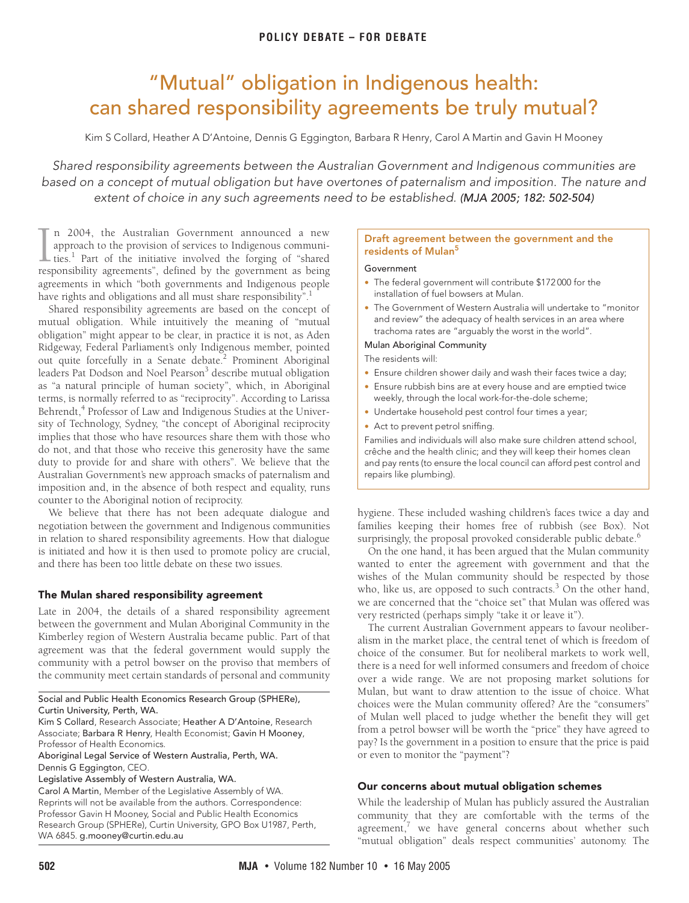POLICY DEBATE – FOR DEBATE

# "Mutual" obligation in Indigenous health: can shared responsibility agreements be truly mutual?

Kim S Collard, Heather A D'Antoine, Dennis G Eggington, Barbara R Henry, Carol A Martin and Gavin H Mooney

*Shared responsibility agreements between the Australian Government and Indigenous communities are based on a concept of mutual obligation but have overtones of paternalism and imposition. The nature and extent of choice in any such agreements need to be established. (MJA 2005; 182: 502-504)*

In 2004, the Australian Government announced a new approach to the provision of services to Indigenous communities.[1] Part of the initiative involved the forging of "shared responsibility agreements", defined by the government as being agreements in which "both governments and Indigenous people have rights and obligations and all must share responsibility".[1]

Shared responsibility agreements are based on the concept of mutual obligation. While intuitively the meaning of "mutual obligation" might appear to be clear, in practice it is not, as Aden Ridgeway, Federal Parliament's only Indigenous member, pointed out quite forcefully in a Senate debate.[2] Prominent Aboriginal leaders Pat Dodson and Noel Pearson[3] describe mutual obligation as "a natural principle of human society", which, in Aboriginal terms, is normally referred to as "reciprocity". According to Larissa Behrendt,[4] Professor of Law and Indigenous Studies at the University of Technology, Sydney, "the concept of Aboriginal reciprocity implies that those who have resources share them with those who do not, and that those who receive this generosity have the same duty to provide for and share with others". We believe that the Australian Government's new approach smacks of paternalism and imposition and, in the absence of both respect and equality, runs counter to the Aboriginal notion of reciprocity.

We believe that there has not been adequate dialogue and negotiation between the government and Indigenous communities in relation to shared responsibility agreements. How that dialogue is initiated and how it is then used to promote policy are crucial, and there has been too little debate on these two issues.

## The Mulan shared responsibility agreement

Late in 2004, the details of a shared responsibility agreement between the government and Mulan Aboriginal Community in the Kimberley region of Western Australia became public. Part of that agreement was that the federal government would supply the community with a petrol bowser on the proviso that members of the community meet certain standards of personal and community hygiene. These included washing children's faces twice a day and families keeping their homes free of rubbish (see Box). Not surprisingly, the proposal provoked considerable public debate.[6]

> **Draft agreement between the government and the residents of Mulan[5]**
>
> Government
>
> - The federal government will contribute $172 000 for the installation of fuel bowsers at Mulan.
> - The Government of Western Australia will undertake to "monitor and review" the adequacy of health services in an area where trachoma rates are "arguably the worst in the world".
>
> Mulan Aboriginal Community
>
> The residents will:
>
> - Ensure children shower daily and wash their faces twice a day;
> - Ensure rubbish bins are at every house and are emptied twice weekly, through the local work-for-the-dole scheme;
> - Undertake household pest control four times a year;
> - Act to prevent petrol sniffing.
>
> Families and individuals will also make sure children attend school, crêche and the health clinic; and they will keep their homes clean and pay rents (to ensure the local council can afford pest control and repairs like plumbing).

On the one hand, it has been argued that the Mulan community wanted to enter the agreement with government and that the wishes of the Mulan community should be respected by those who, like us, are opposed to such contracts.[3] On the other hand, we are concerned that the "choice set" that Mulan was offered was very restricted (perhaps simply "take it or leave it").

The current Australian Government appears to favour neoliberalism in the market place, the central tenet of which is freedom of choice of the consumer. But for neoliberal markets to work well, there is a need for well informed consumers and freedom of choice over a wide range. We are not proposing market solutions for Mulan, but want to draw attention to the issue of choice. What choices were the Mulan community offered? Are the "consumers" of Mulan well placed to judge whether the benefit they will get from a petrol bowser will be worth the "price" they have agreed to pay? Is the government in a position to ensure that the price is paid or even to monitor the "payment"?

## Our concerns about mutual obligation schemes

While the leadership of Mulan has publicly assured the Australian community that they are comfortable with the terms of the agreement,[7] we have general concerns about whether such "mutual obligation" deals respect communities' autonomy. The

Social and Public Health Economics Research Group (SPHERe), Curtin University, Perth, WA.
Kim S Collard, Research Associate; Heather A D'Antoine, Research Associate; Barbara R Henry, Health Economist; Gavin H Mooney, Professor of Health Economics.
Aboriginal Legal Service of Western Australia, Perth, WA.
Dennis G Eggington, CEO.
Legislative Assembly of Western Australia, WA.
Carol A Martin, Member of the Legislative Assembly of WA.
Reprints will not be available from the authors. Correspondence: Professor Gavin H Mooney, Social and Public Health Economics Research Group (SPHERe), Curtin University, GPO Box U1987, Perth, WA 6845. g.mooney@curtin.edu.au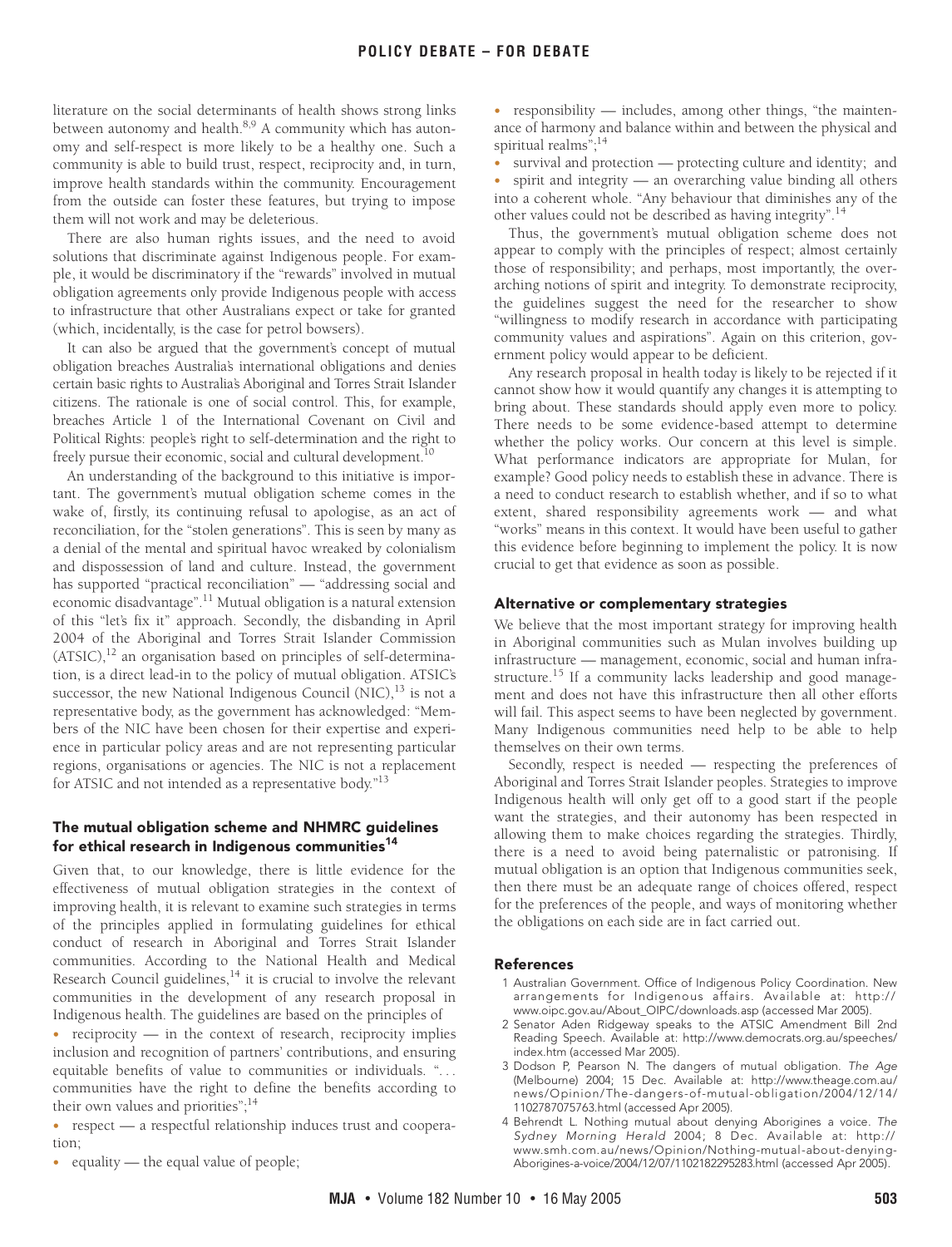literature on the social determinants of health shows strong links between autonomy and health.[8,9] A community which has autonomy and self-respect is more likely to be a healthy one. Such a community is able to build trust, respect, reciprocity and, in turn, improve health standards within the community. Encouragement from the outside can foster these features, but trying to impose them will not work and may be deleterious.

There are also human rights issues, and the need to avoid solutions that discriminate against Indigenous people. For example, it would be discriminatory if the "rewards" involved in mutual obligation agreements only provide Indigenous people with access to infrastructure that other Australians expect or take for granted (which, incidentally, is the case for petrol bowsers).

It can also be argued that the government's concept of mutual obligation breaches Australia's international obligations and denies certain basic rights to Australia's Aboriginal and Torres Strait Islander citizens. The rationale is one of social control. This, for example, breaches Article 1 of the International Covenant on Civil and Political Rights: people's right to self-determination and the right to freely pursue their economic, social and cultural development.[10]

An understanding of the background to this initiative is important. The government's mutual obligation scheme comes in the wake of, firstly, its continuing refusal to apologise, as an act of reconciliation, for the "stolen generations". This is seen by many as a denial of the mental and spiritual havoc wreaked by colonialism and dispossession of land and culture. Instead, the government has supported "practical reconciliation" — "addressing social and economic disadvantage".[11] Mutual obligation is a natural extension of this "let's fix it" approach. Secondly, the disbanding in April 2004 of the Aboriginal and Torres Strait Islander Commission (ATSIC),[12] an organisation based on principles of self-determination, is a direct lead-in to the policy of mutual obligation. ATSIC's successor, the new National Indigenous Council (NIC),[13] is not a representative body, as the government has acknowledged: "Members of the NIC have been chosen for their expertise and experience in particular policy areas and are not representing particular regions, organisations or agencies. The NIC is not a replacement for ATSIC and not intended as a representative body."[13]

## The mutual obligation scheme and NHMRC guidelines for ethical research in Indigenous communities[14]

Given that, to our knowledge, there is little evidence for the effectiveness of mutual obligation strategies in the context of improving health, it is relevant to examine such strategies in terms of the principles applied in formulating guidelines for ethical conduct of research in Aboriginal and Torres Strait Islander communities. According to the National Health and Medical Research Council guidelines,[14] it is crucial to involve the relevant communities in the development of any research proposal in Indigenous health. The guidelines are based on the principles of

- reciprocity — in the context of research, reciprocity implies inclusion and recognition of partners' contributions, and ensuring equitable benefits of value to communities or individuals. "... communities have the right to define the benefits according to their own values and priorities";[14]
- respect — a respectful relationship induces trust and cooperation;
- equality — the equal value of people;
- responsibility — includes, among other things, "the maintenance of harmony and balance within and between the physical and spiritual realms";[14]
- survival and protection — protecting culture and identity; and
- spirit and integrity — an overarching value binding all others into a coherent whole. "Any behaviour that diminishes any of the other values could not be described as having integrity".[14]

Thus, the government's mutual obligation scheme does not appear to comply with the principles of respect; almost certainly those of responsibility; and perhaps, most importantly, the overarching notions of spirit and integrity. To demonstrate reciprocity, the guidelines suggest the need for the researcher to show "willingness to modify research in accordance with participating community values and aspirations". Again on this criterion, government policy would appear to be deficient.

Any research proposal in health today is likely to be rejected if it cannot show how it would quantify any changes it is attempting to bring about. These standards should apply even more to policy. There needs to be some evidence-based attempt to determine whether the policy works. Our concern at this level is simple. What performance indicators are appropriate for Mulan, for example? Good policy needs to establish these in advance. There is a need to conduct research to establish whether, and if so to what extent, shared responsibility agreements work — and what "works" means in this context. It would have been useful to gather this evidence before beginning to implement the policy. It is now crucial to get that evidence as soon as possible.

## Alternative or complementary strategies

We believe that the most important strategy for improving health in Aboriginal communities such as Mulan involves building up infrastructure — management, economic, social and human infrastructure.[15] If a community lacks leadership and good management and does not have this infrastructure then all other efforts will fail. This aspect seems to have been neglected by government. Many Indigenous communities need help to be able to help themselves on their own terms.

Secondly, respect is needed — respecting the preferences of Aboriginal and Torres Strait Islander peoples. Strategies to improve Indigenous health will only get off to a good start if the people want the strategies, and their autonomy has been respected in allowing them to make choices regarding the strategies. Thirdly, there is a need to avoid being paternalistic or patronising. If mutual obligation is an option that Indigenous communities seek, then there must be an adequate range of choices offered, respect for the preferences of the people, and ways of monitoring whether the obligations on each side are in fact carried out.

## References

1 Australian Government. Office of Indigenous Policy Coordination. New arrangements for Indigenous affairs. Available at: http://www.oipc.gov.au/About_OIPC/downloads.asp (accessed Mar 2005).

2 Senator Aden Ridgeway speaks to the ATSIC Amendment Bill 2nd Reading Speech. Available at: http://www.democrats.org.au/speeches/index.htm (accessed Mar 2005).

3 Dodson P, Pearson N. The dangers of mutual obligation. *The Age* (Melbourne) 2004; 15 Dec. Available at: http://www.theage.com.au/news/Opinion/The-dangers-of-mutual-obligation/2004/12/14/1102787075763.html (accessed Apr 2005).

4 Behrendt L. Nothing mutual about denying Aborigines a voice. *The Sydney Morning Herald* 2004; 8 Dec. Available at: http://www.smh.com.au/news/Opinion/Nothing-mutual-about-denying-Aborigines-a-voice/2004/12/07/1102182295283.html (accessed Apr 2005).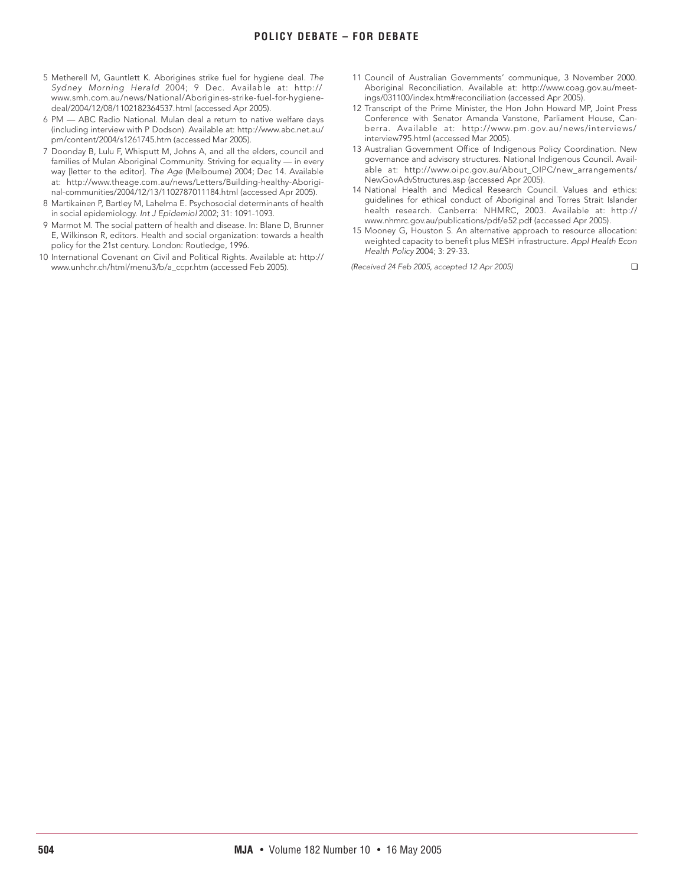5 Metherell M, Gauntlett K. Aborigines strike fuel for hygiene deal. *The Sydney Morning Herald* 2004; 9 Dec. Available at: http://www.smh.com.au/news/National/Aborigines-strike-fuel-for-hygiene-deal/2004/12/08/1102182364537.html (accessed Apr 2005).

6 PM — ABC Radio National. Mulan deal a return to native welfare days (including interview with P Dodson). Available at: http://www.abc.net.au/pm/content/2004/s1261745.htm (accessed Mar 2005).

7 Doonday B, Lulu F, Whisputt M, Johns A, and all the elders, council and families of Mulan Aboriginal Community. Striving for equality — in every way [letter to the editor]. *The Age* (Melbourne) 2004; Dec 14. Available at: http://www.theage.com.au/news/Letters/Building-healthy-Aboriginal-communities/2004/12/13/1102787011184.html (accessed Apr 2005).

8 Martikainen P, Bartley M, Lahelma E. Psychosocial determinants of health in social epidemiology. *Int J Epidemiol* 2002; 31: 1091-1093.

9 Marmot M. The social pattern of health and disease. In: Blane D, Brunner E, Wilkinson R, editors. Health and social organization: towards a health policy for the 21st century. London: Routledge, 1996.

10 International Covenant on Civil and Political Rights. Available at: http://www.unhchr.ch/html/menu3/b/a_ccpr.htm (accessed Feb 2005).

11 Council of Australian Governments' communique, 3 November 2000. Aboriginal Reconciliation. Available at: http://www.coag.gov.au/meetings/031100/index.htm#reconciliation (accessed Apr 2005).

12 Transcript of the Prime Minister, the Hon John Howard MP, Joint Press Conference with Senator Amanda Vanstone, Parliament House, Canberra. Available at: http://www.pm.gov.au/news/interviews/interview795.html (accessed Mar 2005).

13 Australian Government Office of Indigenous Policy Coordination. New governance and advisory structures. National Indigenous Council. Available at: http://www.oipc.gov.au/About_OIPC/new_arrangements/NewGovAdvStructures.asp (accessed Apr 2005).

14 National Health and Medical Research Council. Values and ethics: guidelines for ethical conduct of Aboriginal and Torres Strait Islander health research. Canberra: NHMRC, 2003. Available at: http://www.nhmrc.gov.au/publications/pdf/e52.pdf (accessed Apr 2005).

15 Mooney G, Houston S. An alternative approach to resource allocation: weighted capacity to benefit plus MESH infrastructure. *Appl Health Econ Health Policy* 2004; 3: 29-33.

*(Received 24 Feb 2005, accepted 12 Apr 2005)*